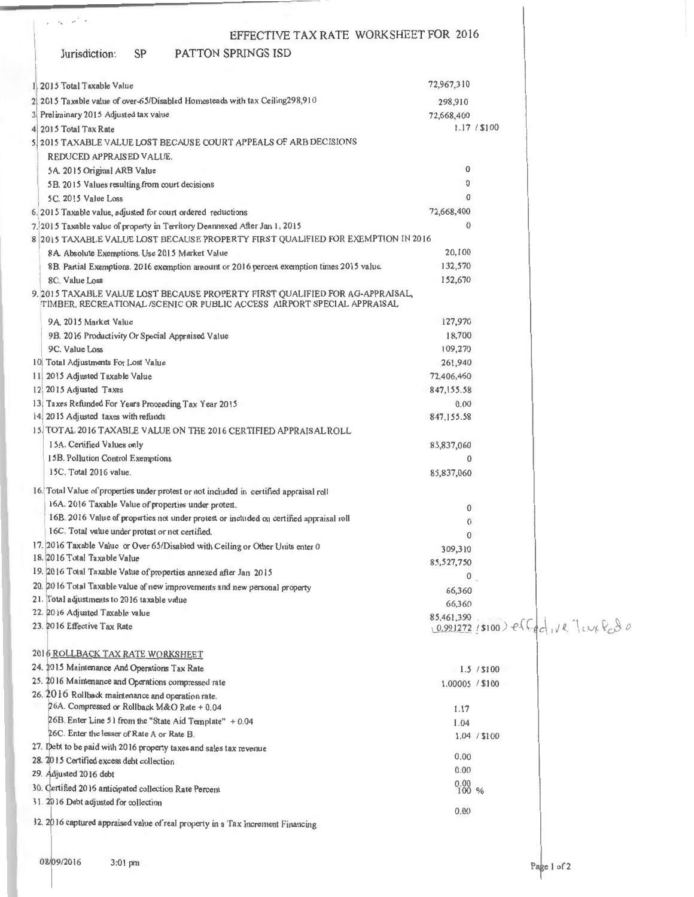# EFFECTIVE TAX RATE WORKSHEET FOR 2016

Jurisdiction: SP PATTON SPRINGS ISD

| | |
|---|---|
| 1 2015 Total Taxable Value | 72,967,310 |
| 2 2015 Taxable value of over-65/Disabled Homesteads with tax Ceiling298,910 | 298,910 |
| 3 Preliminary 2015 Adjusted tax value | 72,668,400 |
| 4 2015 Total Tax Rate | 1.17 / $100 |
| 5 2015 TAXABLE VALUE LOST BECAUSE COURT APPEALS OF ARB DECISIONS REDUCED APPRAISED VALUE. | |
| 5A. 2015 Original ARB Value | 0 |
| 5B. 2015 Values resulting from court decisions | 0 |
| 5C. 2015 Value Loss | 0 |
| 6. 2015 Taxable value, adjusted for court ordered reductions | 72,668,400 |
| 7. 2015 Taxable value of property in Territory Deannexed After Jan 1, 2015 | 0 |
| 8 2015 TAXABLE VALUE LOST BECAUSE PROPERTY FIRST QUALIFIED FOR EXEMPTION IN 2016 | |
| 8A. Absolute Exemptions. Use 2015 Market Value | 20,100 |
| 8B. Partial Exemptions. 2016 exemption amount or 2016 percent exemption times 2015 value. | 132,570 |
| 8C. Value Loss | 152,670 |
| 9. 2015 TAXABLE VALUE LOST BECAUSE PROPERTY FIRST QUALIFIED FOR AG-APPRAISAL, TIMBER, RECREATIONAL /SCENIC OR PUBLIC ACCESS AIRPORT SPECIAL APPRAISAL | |
| 9A. 2015 Market Value | 127,970 |
| 9B. 2016 Productivity Or Special Appraised Value | 18,700 |
| 9C. Value Loss | 109,270 |
| 10 Total Adjustments For Lost Value | 261,940 |
| 11 2015 Adjusted Taxable Value | 72,406,460 |
| 12 2015 Adjusted Taxes | 847,155.58 |
| 13 Taxes Refunded For Years Proceeding Tax Year 2015 | 0.00 |
| 14 2015 Adjusted taxes with refunds | 847,155.58 |
| 15 TOTAL 2016 TAXABLE VALUE ON THE 2016 CERTIFIED APPRAISAL ROLL | |
| 15A. Certified Values only | 85,837,060 |
| 15B. Pollution Control Exemptions | 0 |
| 15C. Total 2016 value. | 85,837,060 |
| 16. Total Value of properties under protest or not included in certified appraisal roll | |
| 16A. 2016 Taxable Value of properties under protest. | 0 |
| 16B. 2016 Value of properties not under protest or included on certified appraisal roll | 0 |
| 16C. Total value under protest or not certified. | 0 |
| 17. 2016 Taxable Value or Over 65/Disabled with Ceiling or Other Units enter 0 | 309,310 |
| 18. 2016 Total Taxable Value | 85,527,750 |
| 19. 2016 Total Taxable Value of properties annexed after Jan 2015 | 0 |
| 20. 2016 Total Taxable value of new improvements and new personal property | 66,360 |
| 21. Total adjustments to 2016 taxable value | 66,360 |
| 22. 2016 Adjusted Taxable value | 85,461,390 |
| 23. 2016 Effective Tax Rate | 0.991272 / $100 ) effective tax rate |

## 2016 ROLLBACK TAX RATE WORKSHEET

| | |
|---|---|
| 24. 2015 Maintenance And Operations Tax Rate | 1.5 / $100 |
| 25. 2016 Maintenance and Operations compressed rate | 1.00005 / $100 |
| 26. 2016 Rollback maintenance and operation rate. | |
| 26A. Compressed or Rollback M&O Rate + 0.04 | 1.17 |
| 26B. Enter Line 51 from the "State Aid Template" + 0.04 | 1.04 |
| 26C. Enter the lesser of Rate A or Rate B. | 1.04 / $100 |
| 27. Debt to be paid with 2016 property taxes and sales tax revenue | 0.00 |
| 28. 2015 Certified excess debt collection | 0.00 |
| 29. Adjusted 2016 debt | 0.00 |
| 30. Certified 2016 anticipated collection Rate Percent | 100 % |
| 31. 2016 Debt adjusted for collection | 0.00 |
| 32. 2016 captured appraised value of real property in a Tax Increment Financing | |

08/09/2016 3:01 pm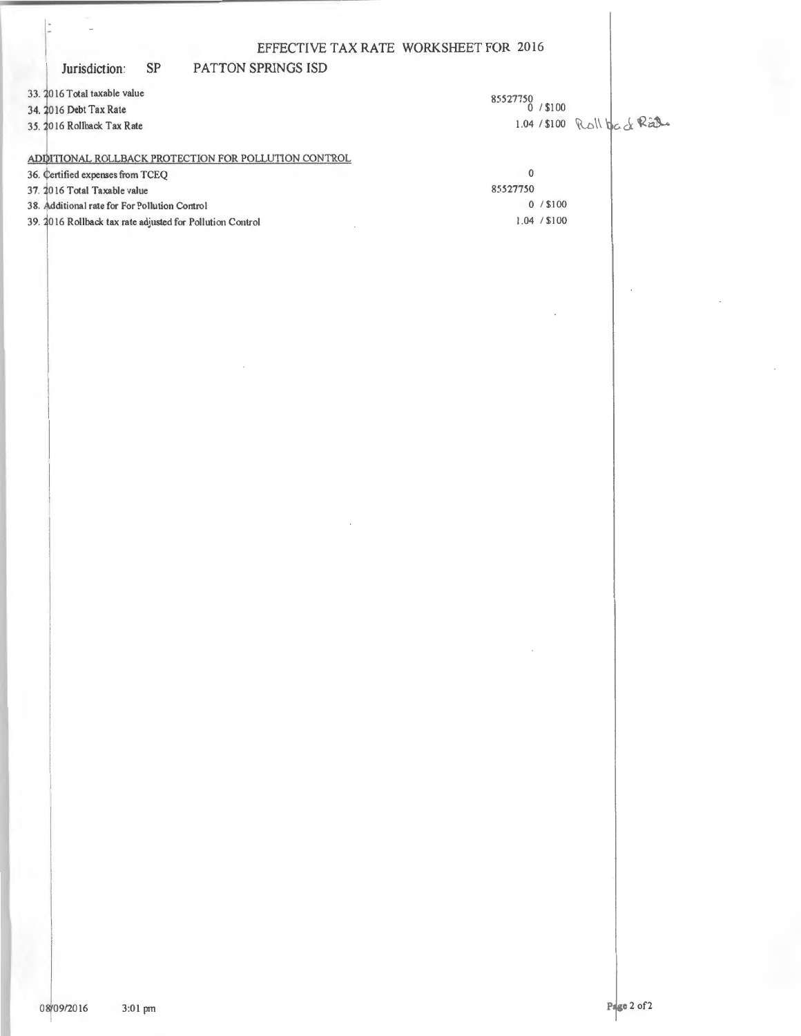# EFFECTIVE TAX RATE WORKSHEET FOR 2016

**Jurisdiction:** SP PATTON SPRINGS ISD

| | |
|---|---|
| 33. 2016 Total taxable value | 85527750 |
| 34. 2016 Debt Tax Rate | 0 / $100 |
| 35. 2016 Rollback Tax Rate | 1.04 / $100 Roll back Rate |

ADDITIONAL ROLLBACK PROTECTION FOR POLLUTION CONTROL

| | |
|---|---|
| 36. Certified expenses from TCEQ | 0 |
| 37. 2016 Total Taxable value | 85527750 |
| 38. Additional rate for For Pollution Control | 0 / $100 |
| 39. 2016 Rollback tax rate adjusted for Pollution Control | 1.04 / $100 |

08/09/2016 3:01 pm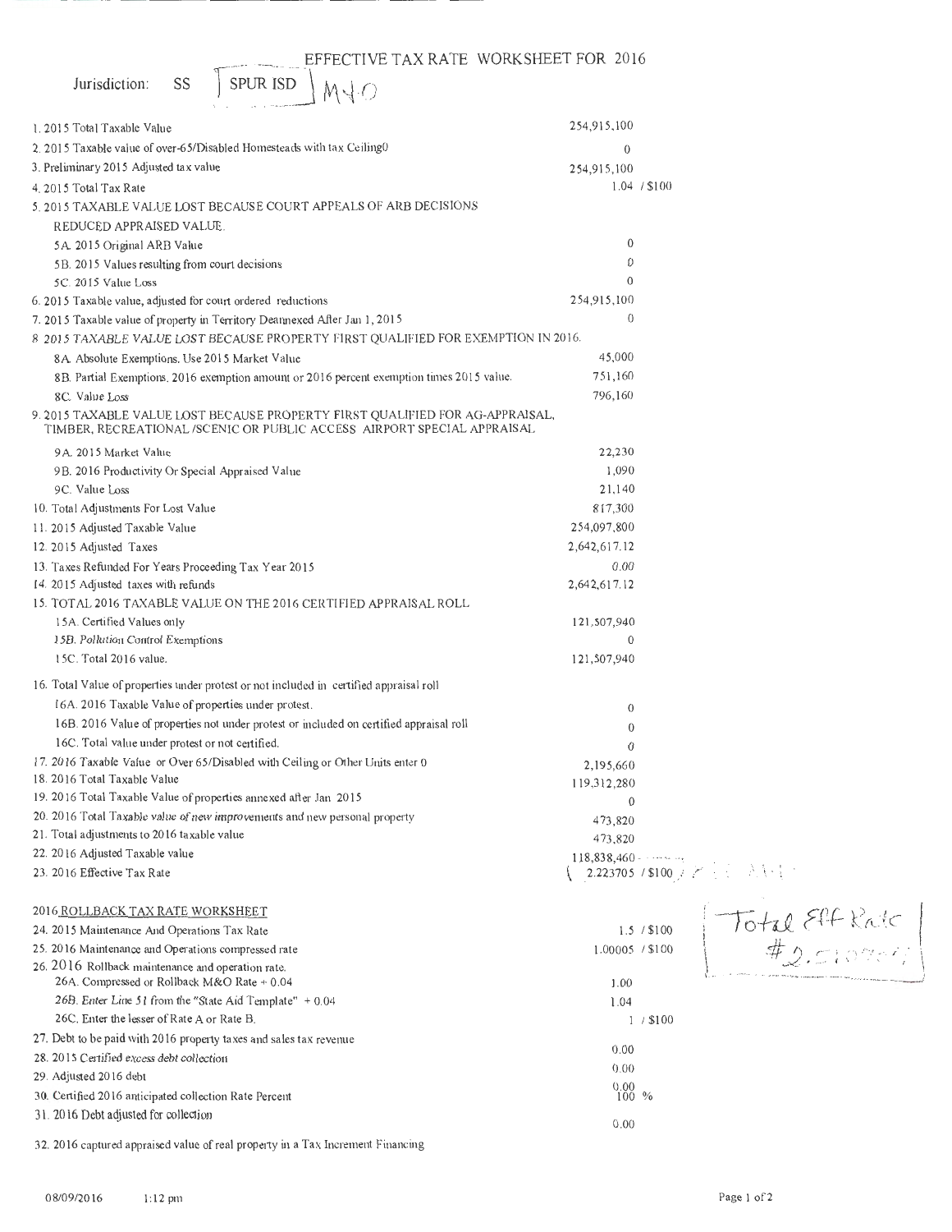# EFFECTIVE TAX RATE WORKSHEET FOR 2016

Jurisdiction: SS SPUR ISD M+O

| Item | Value |
|---|---|
| 1. 2015 Total Taxable Value | 254,915,100 |
| 2. 2015 Taxable value of over-65/Disabled Homesteads with tax Ceiling0 | 0 |
| 3. Preliminary 2015 Adjusted tax value | 254,915,100 |
| 4. 2015 Total Tax Rate | 1.04 / $100 |
| 5. 2015 TAXABLE VALUE LOST BECAUSE COURT APPEALS OF ARB DECISIONS REDUCED APPRAISED VALUE. | |
| 5A. 2015 Original ARB Value | 0 |
| 5B. 2015 Values resulting from court decisions | 0 |
| 5C. 2015 Value Loss | 0 |
| 6. 2015 Taxable value, adjusted for court ordered reductions | 254,915,100 |
| 7. 2015 Taxable value of property in Territory Deannexed After Jan 1, 2015 | 0 |
| 8. 2015 TAXABLE VALUE LOST BECAUSE PROPERTY FIRST QUALIFIED FOR EXEMPTION IN 2016. | |
| 8A. Absolute Exemptions. Use 2015 Market Value | 45,000 |
| 8B. Partial Exemptions. 2016 exemption amount or 2016 percent exemption times 2015 value. | 751,160 |
| 8C. Value Loss | 796,160 |
| 9. 2015 TAXABLE VALUE LOST BECAUSE PROPERTY FIRST QUALIFIED FOR AG-APPRAISAL, TIMBER, RECREATIONAL /SCENIC OR PUBLIC ACCESS AIRPORT SPECIAL APPRAISAL | |
| 9A. 2015 Market Value | 22,230 |
| 9B. 2016 Productivity Or Special Appraised Value | 1,090 |
| 9C. Value Loss | 21,140 |
| 10. Total Adjustments For Lost Value | 817,300 |
| 11. 2015 Adjusted Taxable Value | 254,097,800 |
| 12. 2015 Adjusted Taxes | 2,642,617.12 |
| 13. Taxes Refunded For Years Proceeding Tax Year 2015 | 0.00 |
| 14. 2015 Adjusted taxes with refunds | 2,642,617.12 |
| 15. TOTAL 2016 TAXABLE VALUE ON THE 2016 CERTIFIED APPRAISAL ROLL | |
| 15A. Certified Values only | 121,507,940 |
| 15B. Pollution Control Exemptions | 0 |
| 15C. Total 2016 value. | 121,507,940 |
| 16. Total Value of properties under protest or not included in certified appraisal roll | |
| 16A. 2016 Taxable Value of properties under protest. | 0 |
| 16B. 2016 Value of properties not under protest or included on certified appraisal roll | 0 |
| 16C. Total value under protest or not certified. | 0 |
| 17. 2016 Taxable Value or Over 65/Disabled with Ceiling or Other Units enter 0 | 2,195,660 |
| 18. 2016 Total Taxable Value | 119,312,280 |
| 19. 2016 Total Taxable Value of properties annexed after Jan 2015 | 0 |
| 20. 2016 Total Taxable value of new improvements and new personal property | 473,820 |
| 21. Total adjustments to 2016 taxable value | 473,820 |
| 22. 2016 Adjusted Taxable value | 118,838,460 |
| 23. 2016 Effective Tax Rate | 2.223705 / $100 |

## 2016 ROLLBACK TAX RATE WORKSHEET

Total Eff Rate #2.51

| Item | Value |
|---|---|
| 24. 2015 Maintenance And Operations Tax Rate | 1.5 / $100 |
| 25. 2016 Maintenance and Operations compressed rate | 1.00005 / $100 |
| 26. 2016 Rollback maintenance and operation rate. | |
| 26A. Compressed or Rollback M&O Rate + 0.04 | 1.00 |
| 26B. Enter Line 51 from the "State Aid Template" + 0.04 | 1.04 |
| 26C. Enter the lesser of Rate A or Rate B. | 1 / $100 |
| 27. Debt to be paid with 2016 property taxes and sales tax revenue | 0.00 |
| 28. 2015 Certified excess debt collection | 0.00 |
| 29. Adjusted 2016 debt | 0.00 |
| 30. Certified 2016 anticipated collection Rate Percent | 100 % |
| 31. 2016 Debt adjusted for collection | 0.00 |
| 32. 2016 captured appraised value of real property in a Tax Increment Financing | |

08/09/2016 1:12 pm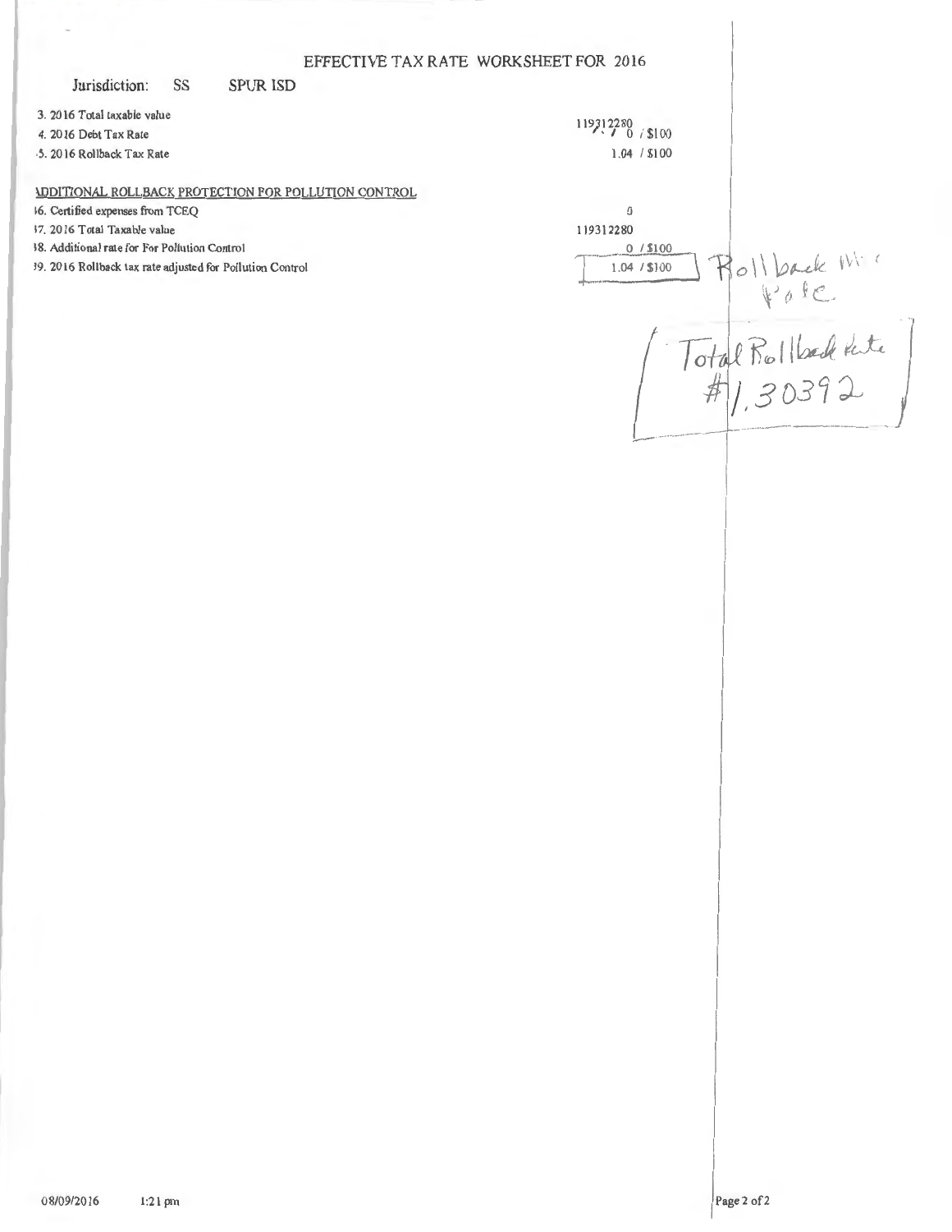# EFFECTIVE TAX RATE WORKSHEET FOR 2016

Jurisdiction: SS SPUR ISD

| | |
|---|---|
| 3. 2016 Total taxable value | 119312280 |
| 4. 2016 Debt Tax Rate | 0 / $100 |
| 5. 2016 Rollback Tax Rate | 1.04 / $100 |

ADDITIONAL ROLLBACK PROTECTION FOR POLLUTION CONTROL

| | |
|---|---|
| 16. Certified expenses from TCEQ | 0 |
| 17. 2016 Total Taxable value | 119312280 |
| 18. Additional rate for For Pollution Control | 0 / $100 |
| 19. 2016 Rollback tax rate adjusted for Pollution Control | 1.04 / $100 |

Rollback M&O Rate

Total Rollback Rate
#1.30392

08/09/2016 1:21 pm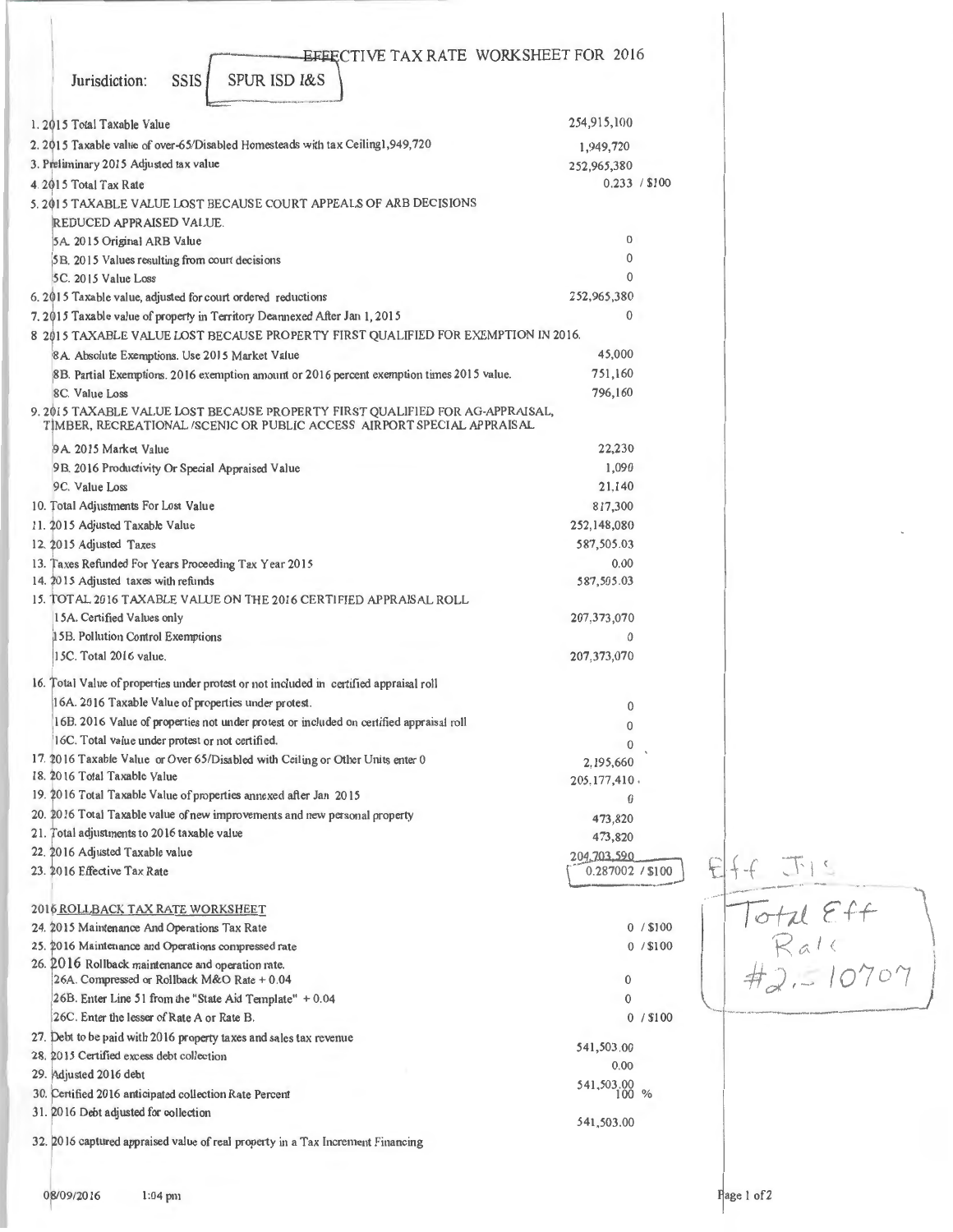# EFFECTIVE TAX RATE WORKSHEET FOR 2016

Jurisdiction: SSIS SPUR ISD I&S

| Line | Value |
|---|---|
| 1. 2015 Total Taxable Value | 254,915,100 |
| 2. 2015 Taxable value of over-65/Disabled Homesteads with tax Ceiling1,949,720 | 1,949,720 |
| 3. Preliminary 2015 Adjusted tax value | 252,965,380 |
| 4. 2015 Total Tax Rate | 0.233 / $100 |
| 5. 2015 TAXABLE VALUE LOST BECAUSE COURT APPEALS OF ARB DECISIONS REDUCED APPRAISED VALUE. | |
| 5A. 2015 Original ARB Value | 0 |
| 5B. 2015 Values resulting from court decisions | 0 |
| 5C. 2015 Value Loss | 0 |
| 6. 2015 Taxable value, adjusted for court ordered reductions | 252,965,380 |
| 7. 2015 Taxable value of property in Territory Deannexed After Jan 1, 2015 | 0 |
| 8. 2015 TAXABLE VALUE LOST BECAUSE PROPERTY FIRST QUALIFIED FOR EXEMPTION IN 2016. | |
| 8A. Absolute Exemptions. Use 2015 Market Value | 45,000 |
| 8B. Partial Exemptions. 2016 exemption amount or 2016 percent exemption times 2015 value. | 751,160 |
| 8C. Value Loss | 796,160 |
| 9. 2015 TAXABLE VALUE LOST BECAUSE PROPERTY FIRST QUALIFIED FOR AG-APPRAISAL, TIMBER, RECREATIONAL /SCENIC OR PUBLIC ACCESS AIRPORT SPECIAL APPRAISAL | |
| 9A. 2015 Market Value | 22,230 |
| 9B. 2016 Productivity Or Special Appraised Value | 1,090 |
| 9C. Value Loss | 21,140 |
| 10. Total Adjustments For Lost Value | 817,300 |
| 11. 2015 Adjusted Taxable Value | 252,148,080 |
| 12. 2015 Adjusted Taxes | 587,505.03 |
| 13. Taxes Refunded For Years Proceeding Tax Year 2015 | 0.00 |
| 14. 2015 Adjusted taxes with refunds | 587,505.03 |
| 15. TOTAL 2016 TAXABLE VALUE ON THE 2016 CERTIFIED APPRAISAL ROLL | |
| 15A. Certified Values only | 207,373,070 |
| 15B. Pollution Control Exemptions | 0 |
| 15C. Total 2016 value. | 207,373,070 |
| 16. Total Value of properties under protest or not included in certified appraisal roll | |
| 16A. 2016 Taxable Value of properties under protest. | 0 |
| 16B. 2016 Value of properties not under protest or included on certified appraisal roll | 0 |
| 16C. Total value under protest or not certified. | 0 |
| 17. 2016 Taxable Value or Over 65/Disabled with Ceiling or Other Units enter 0 | 2,195,660 |
| 18. 2016 Total Taxable Value | 205,177,410 |
| 19. 2016 Total Taxable Value of properties annexed after Jan 2015 | 0 |
| 20. 2016 Total Taxable value of new improvements and new personal property | 473,820 |
| 21. Total adjustments to 2016 taxable value | 473,820 |
| 22. 2016 Adjusted Taxable value | 204,703,590 |
| 23. 2016 Effective Tax Rate | 0.287002 / $100 |

Eff I&S

Total Eff Rate #2.510707

## 2016 ROLLBACK TAX RATE WORKSHEET

| Line | Value |
|---|---|
| 24. 2015 Maintenance And Operations Tax Rate | 0 / $100 |
| 25. 2016 Maintenance and Operations compressed rate | 0 / $100 |
| 26. 2016 Rollback maintenance and operation rate. | |
| 26A. Compressed or Rollback M&O Rate + 0.04 | 0 |
| 26B. Enter Line 51 from the "State Aid Template" + 0.04 | 0 |
| 26C. Enter the lesser of Rate A or Rate B. | 0 / $100 |
| 27. Debt to be paid with 2016 property taxes and sales tax revenue | 541,503.00 |
| 28. 2015 Certified excess debt collection | 0.00 |
| 29. Adjusted 2016 debt | 541,503.00 |
| 30. Certified 2016 anticipated collection Rate Percent | 100 % |
| 31. 2016 Debt adjusted for collection | 541,503.00 |
| 32. 2016 captured appraised value of real property in a Tax Increment Financing | |

08/09/2016 1:04 pm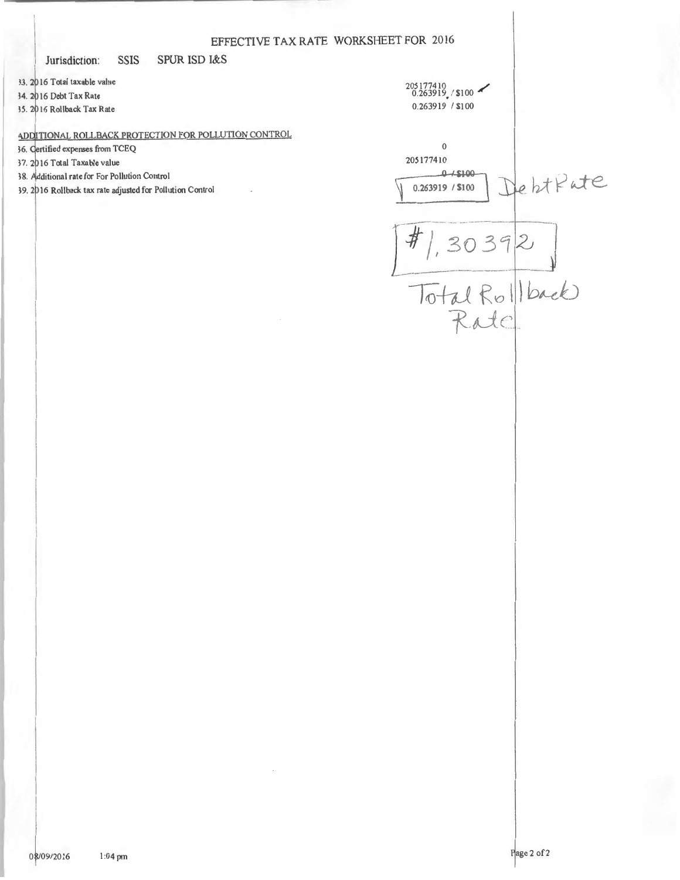# EFFECTIVE TAX RATE WORKSHEET FOR 2016

Jurisdiction: SSIS SPUR ISD I&S

| | |
|---|---|
| 33. 2016 Total taxable value | 205177410 |
| 34. 2016 Debt Tax Rate | 0.263919 / $100 |
| 35. 2016 Rollback Tax Rate | 0.263919 / $100 |

ADDITIONAL ROLLBACK PROTECTION FOR POLLUTION CONTROL

| | |
|---|---|
| 36. Certified expenses from TCEQ | 0 |
| 37. 2016 Total Taxable value | 205177410 |
| 38. Additional rate for For Pollution Control | ~~0 / $100~~ |
| 39. 2016 Rollback tax rate adjusted for Pollution Control | 0.263919 / $100 |

Debt Rate

#1.30392

Total Rollback Rate

08/09/2016 1:04 pm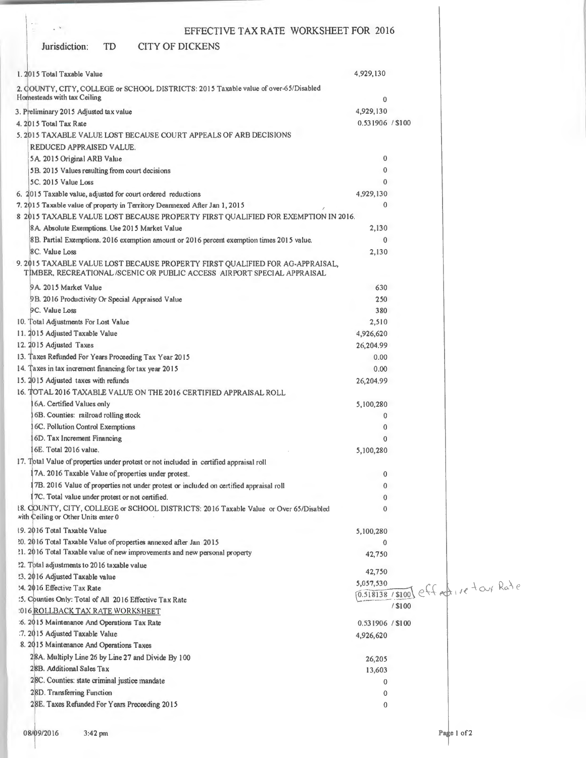# EFFECTIVE TAX RATE WORKSHEET FOR 2016

**Jurisdiction: TD CITY OF DICKENS**

| Item | Value |
|---|---|
| 1. 2015 Total Taxable Value | 4,929,130 |
| 2. COUNTY, CITY, COLLEGE or SCHOOL DISTRICTS: 2015 Taxable value of over-65/Disabled Homesteads with tax Ceiling | 0 |
| 3. Preliminary 2015 Adjusted tax value | 4,929,130 |
| 4. 2015 Total Tax Rate | 0.531906 / $100 |
| 5. 2015 TAXABLE VALUE LOST BECAUSE COURT APPEALS OF ARB DECISIONS REDUCED APPRAISED VALUE. | |
| 5A. 2015 Original ARB Value | 0 |
| 5B. 2015 Values resulting from court decisions | 0 |
| 5C. 2015 Value Loss | 0 |
| 6. 2015 Taxable value, adjusted for court ordered reductions | 4,929,130 |
| 7. 2015 Taxable value of property in Territory Deannexed After Jan 1, 2015 | 0 |
| 8 2015 TAXABLE VALUE LOST BECAUSE PROPERTY FIRST QUALIFIED FOR EXEMPTION IN 2016. | |
| 8A. Absolute Exemptions. Use 2015 Market Value | 2,130 |
| 8B. Partial Exemptions. 2016 exemption amount or 2016 percent exemption times 2015 value. | 0 |
| 8C. Value Loss | 2,130 |
| 9. 2015 TAXABLE VALUE LOST BECAUSE PROPERTY FIRST QUALIFIED FOR AG-APPRAISAL, TIMBER, RECREATIONAL /SCENIC OR PUBLIC ACCESS AIRPORT SPECIAL APPRAISAL | |
| 9A. 2015 Market Value | 630 |
| 9B. 2016 Productivity Or Special Appraised Value | 250 |
| 9C. Value Loss | 380 |
| 10. Total Adjustments For Lost Value | 2,510 |
| 11. 2015 Adjusted Taxable Value | 4,926,620 |
| 12. 2015 Adjusted Taxes | 26,204.99 |
| 13. Taxes Refunded For Years Proceeding Tax Year 2015 | 0.00 |
| 14. Taxes in tax increment financing for tax year 2015 | 0.00 |
| 15. 2015 Adjusted taxes with refunds | 26,204.99 |
| 16. TOTAL 2016 TAXABLE VALUE ON THE 2016 CERTIFIED APPRAISAL ROLL | |
| 16A. Certified Values only | 5,100,280 |
| 16B. Counties: railroad rolling stock | 0 |
| 16C. Pollution Control Exemptions | 0 |
| 16D. Tax Increment Financing | 0 |
| 16E. Total 2016 value. | 5,100,280 |
| 17. Total Value of properties under protest or not included in certified appraisal roll | |
| 17A. 2016 Taxable Value of properties under protest. | 0 |
| 17B. 2016 Value of properties not under protest or included on certified appraisal roll | 0 |
| 17C. Total value under protest or not certified. | 0 |
| 18. COUNTY, CITY, COLLEGE or SCHOOL DISTRICTS: 2016 Taxable Value or Over 65/Disabled with Ceiling or Other Units enter 0 | 0 |
| 19. 2016 Total Taxable Value | 5,100,280 |
| 20. 2016 Total Taxable Value of properties annexed after Jan 2015 | 0 |
| 21. 2016 Total Taxable value of new improvements and new personal property | 42,750 |
| 22. Total adjustments to 2016 taxable value | 42,750 |
| 23. 2016 Adjusted Taxable value | 5,057,530 |
| 24. 2016 Effective Tax Rate | 0.518138 / $100 (effective tax Rate) |
| 25. Counties Only: Total of All 2016 Effective Tax Rate | / $100 |

## 2016 ROLLBACK TAX RATE WORKSHEET

| Item | Value |
|---|---|
| 26. 2015 Maintenance And Operations Tax Rate | 0.531906 / $100 |
| 27. 2015 Adjusted Taxable Value | 4,926,620 |
| 28. 2015 Maintenance And Operations Taxes | |
| 28A. Multiply Line 26 by Line 27 and Divide By 100 | 26,205 |
| 28B. Additional Sales Tax | 13,603 |
| 28C. Counties: state criminal justice mandate | 0 |
| 28D. Transferring Function | 0 |
| 28E. Taxes Refunded For Years Preceeding 2015 | 0 |

08/09/2016 3:42 pm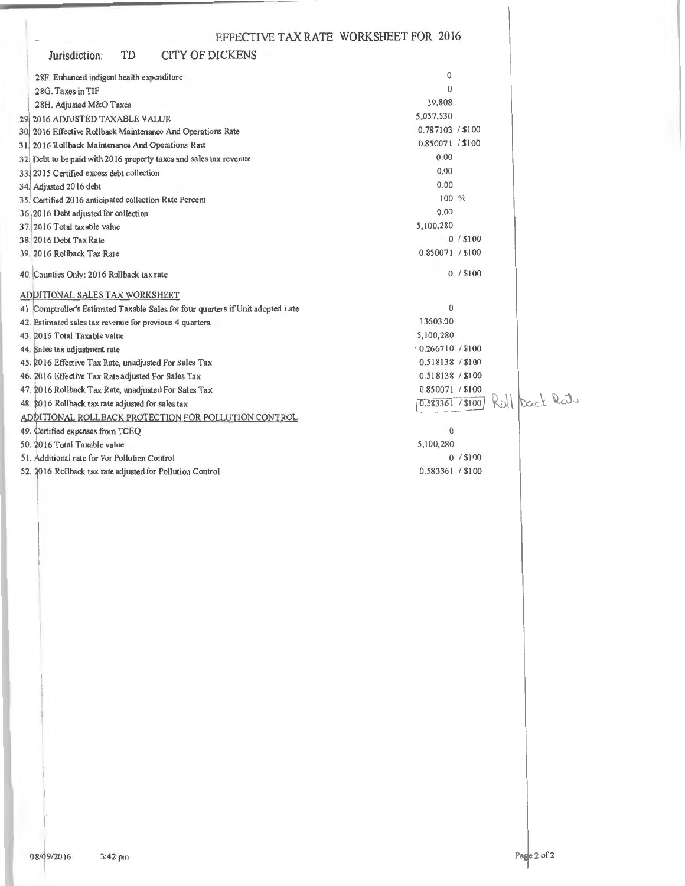# EFFECTIVE TAX RATE WORKSHEET FOR 2016

**Jurisdiction:** TD CITY OF DICKENS

| | |
|---|---|
| 28F. Enhanced indigent health expenditure | 0 |
| 28G. Taxes in TIF | 0 |
| 28H. Adjusted M&O Taxes | 39,808 |
| 29. 2016 ADJUSTED TAXABLE VALUE | 5,057,530 |
| 30. 2016 Effective Rollback Maintenance And Operations Rate | 0.787103 / $100 |
| 31. 2016 Rollback Maintenance And Operations Rate | 0.850071 / $100 |
| 32. Debt to be paid with 2016 property taxes and sales tax revenue | 0.00 |
| 33. 2015 Certified excess debt collection | 0.00 |
| 34. Adjusted 2016 debt | 0.00 |
| 35. Certified 2016 anticipated collection Rate Percent | 100 % |
| 36. 2016 Debt adjusted for collection | 0.00 |
| 37. 2016 Total taxable value | 5,100,280 |
| 38. 2016 Debt Tax Rate | 0 / $100 |
| 39. 2016 Rollback Tax Rate | 0.850071 / $100 |
| 40. Counties Only: 2016 Rollback tax rate | 0 / $100 |

## ADDITIONAL SALES TAX WORKSHEET

| | |
|---|---|
| 41. Comptroller's Estimated Taxable Sales for four quarters if Unit adopted Late | 0 |
| 42. Estimated sales tax revenue for previous 4 quarters. | 13603.00 |
| 43. 2016 Total Taxable value | 5,100,280 |
| 44. Sales tax adjustment rate | 0.266710 / $100 |
| 45. 2016 Effective Tax Rate, unadjusted For Sales Tax | 0.518138 / $100 |
| 46. 2016 Effective Tax Rate adjusted For Sales Tax | 0.518138 / $100 |
| 47. 2016 Rollback Tax Rate, unadjusted For Sales Tax | 0.850071 / $100 |
| 48. 2016 Rollback tax rate adjusted for sales tax | 0.583361 / $100 Roll back Rate |

## ADDITIONAL ROLLBACK PROTECTION FOR POLLUTION CONTROL

| | |
|---|---|
| 49. Certified expenses from TCEQ | 0 |
| 50. 2016 Total Taxable value | 5,100,280 |
| 51. Additional rate for For Pollution Control | 0 / $100 |
| 52. 2016 Rollback tax rate adjusted for Pollution Control | 0.583361 / $100 |

08/09/2016 3:42 pm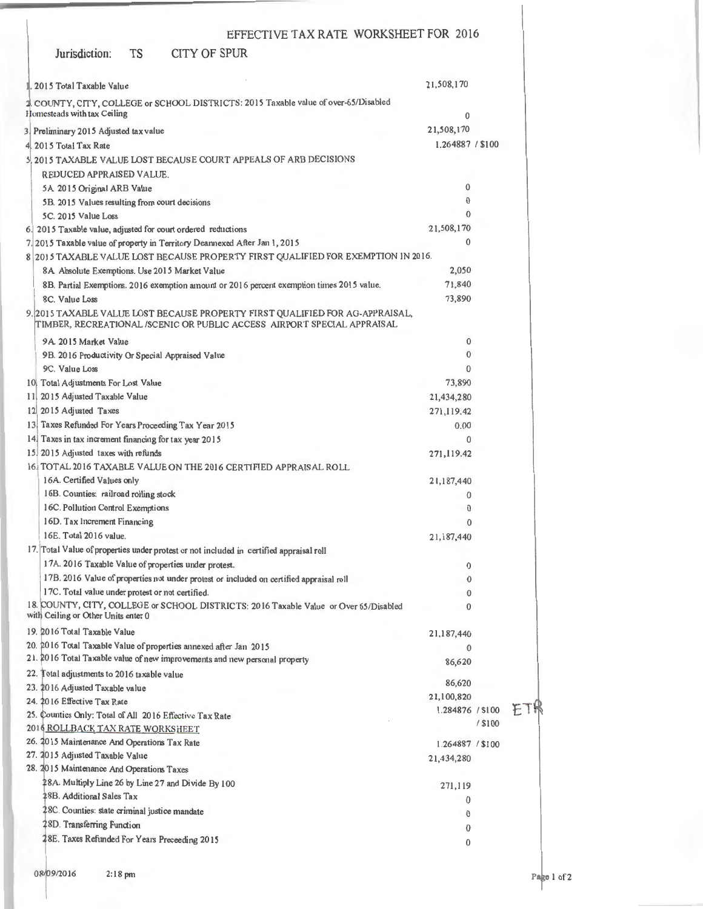# EFFECTIVE TAX RATE WORKSHEET FOR 2016

**Jurisdiction:** TS CITY OF SPUR

| | |
|---|---|
| 1. 2015 Total Taxable Value | 21,508,170 |
| 2. COUNTY, CITY, COLLEGE or SCHOOL DISTRICTS: 2015 Taxable value of over-65/Disabled Homesteads with tax Ceiling | 0 |
| 3. Preliminary 2015 Adjusted tax value | 21,508,170 |
| 4. 2015 Total Tax Rate | 1.264887 / $100 |
| 5. 2015 TAXABLE VALUE LOST BECAUSE COURT APPEALS OF ARB DECISIONS REDUCED APPRAISED VALUE. | |
| 5A. 2015 Original ARB Value | 0 |
| 5B. 2015 Values resulting from court decisions | 0 |
| 5C. 2015 Value Loss | 0 |
| 6. 2015 Taxable value, adjusted for court ordered reductions | 21,508,170 |
| 7. 2015 Taxable value of property in Territory Deannexed After Jan 1, 2015 | 0 |
| 8. 2015 TAXABLE VALUE LOST BECAUSE PROPERTY FIRST QUALIFIED FOR EXEMPTION IN 2016. | |
| 8A. Absolute Exemptions. Use 2015 Market Value | 2,050 |
| 8B. Partial Exemptions. 2016 exemption amount or 2016 percent exemption times 2015 value. | 71,840 |
| 8C. Value Loss | 73,890 |
| 9. 2015 TAXABLE VALUE LOST BECAUSE PROPERTY FIRST QUALIFIED FOR AG-APPRAISAL, TIMBER, RECREATIONAL /SCENIC OR PUBLIC ACCESS AIRPORT SPECIAL APPRAISAL | |
| 9A. 2015 Market Value | 0 |
| 9B. 2016 Productivity Or Special Appraised Value | 0 |
| 9C. Value Loss | 0 |
| 10. Total Adjustments For Lost Value | 73,890 |
| 11. 2015 Adjusted Taxable Value | 21,434,280 |
| 12. 2015 Adjusted Taxes | 271,119.42 |
| 13. Taxes Refunded For Years Proceeding Tax Year 2015 | 0.00 |
| 14. Taxes in tax increment financing for tax year 2015 | 0 |
| 15. 2015 Adjusted taxes with refunds | 271,119.42 |
| 16. TOTAL 2016 TAXABLE VALUE ON THE 2016 CERTIFIED APPRAISAL ROLL | |
| 16A. Certified Values only | 21,187,440 |
| 16B. Counties: railroad rolling stock | 0 |
| 16C. Pollution Control Exemptions | 0 |
| 16D. Tax Increment Financing | 0 |
| 16E. Total 2016 value. | 21,187,440 |
| 17. Total Value of properties under protest or not included in certified appraisal roll | |
| 17A. 2016 Taxable Value of properties under protest. | 0 |
| 17B. 2016 Value of properties not under protest or included on certified appraisal roll | 0 |
| 17C. Total value under protest or not certified. | 0 |
| 18. COUNTY, CITY, COLLEGE or SCHOOL DISTRICTS: 2016 Taxable Value or Over 65/Disabled with Ceiling or Other Units enter 0 | 0 |
| 19. 2016 Total Taxable Value | 21,187,440 |
| 20. 2016 Total Taxable Value of properties annexed after Jan 2015 | 0 |
| 21. 2016 Total Taxable value of new improvements and new personal property | 86,620 |
| 22. Total adjustments to 2016 taxable value | 86,620 |
| 23. 2016 Adjusted Taxable value | 21,100,820 |
| 24. 2016 Effective Tax Rate | 1.284876 / $100 ETR |
| 25. Counties Only: Total of All 2016 Effective Tax Rate | / $100 |

## 2016 ROLLBACK TAX RATE WORKSHEET

| | |
|---|---|
| 26. 2015 Maintenance And Operations Tax Rate | 1.264887 / $100 |
| 27. 2015 Adjusted Taxable Value | 21,434,280 |
| 28. 2015 Maintenance And Operations Taxes | |
| 28A. Multiply Line 26 by Line 27 and Divide By 100 | 271,119 |
| 28B. Additional Sales Tax | 0 |
| 28C. Counties: state criminal justice mandate | 0 |
| 28D. Transferring Function | 0 |
| 28E. Taxes Refunded For Years Preceeding 2015 | 0 |

08/09/2016 2:18 pm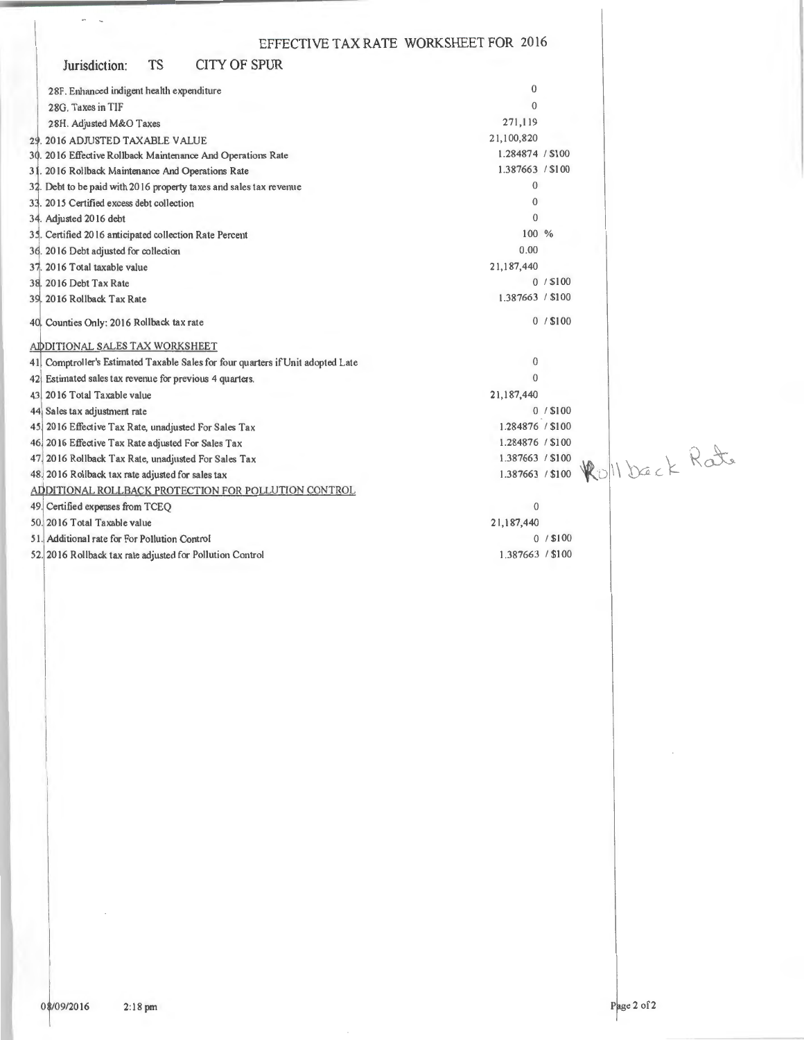# EFFECTIVE TAX RATE WORKSHEET FOR 2016

**Jurisdiction:** TS CITY OF SPUR

| Line | Value |
|---|---|
| 28F. Enhanced indigent health expenditure | 0 |
| 28G. Taxes in TIF | 0 |
| 28H. Adjusted M&O Taxes | 271,119 |
| 29. 2016 ADJUSTED TAXABLE VALUE | 21,100,820 |
| 30. 2016 Effective Rollback Maintenance And Operations Rate | 1.284874 / $100 |
| 31. 2016 Rollback Maintenance And Operations Rate | 1.387663 / $100 |
| 32. Debt to be paid with 2016 property taxes and sales tax revenue | 0 |
| 33. 2015 Certified excess debt collection | 0 |
| 34. Adjusted 2016 debt | 0 |
| 35. Certified 2016 anticipated collection Rate Percent | 100 % |
| 36. 2016 Debt adjusted for collection | 0.00 |
| 37. 2016 Total taxable value | 21,187,440 |
| 38. 2016 Debt Tax Rate | 0 / $100 |
| 39. 2016 Rollback Tax Rate | 1.387663 / $100 |
| 40. Counties Only: 2016 Rollback tax rate | 0 / $100 |

## ADDITIONAL SALES TAX WORKSHEET

| Line | Value |
|---|---|
| 41. Comptroller's Estimated Taxable Sales for four quarters if Unit adopted Late | 0 |
| 42. Estimated sales tax revenue for previous 4 quarters. | 0 |
| 43. 2016 Total Taxable value | 21,187,440 |
| 44. Sales tax adjustment rate | 0 / $100 |
| 45. 2016 Effective Tax Rate, unadjusted For Sales Tax | 1.284876 / $100 |
| 46. 2016 Effective Tax Rate adjusted For Sales Tax | 1.284876 / $100 |
| 47. 2016 Rollback Tax Rate, unadjusted For Sales Tax | 1.387663 / $100 |
| 48. 2016 Rollback tax rate adjusted for sales tax | 1.387663 / $100 Rollback Rate |

## ADDITIONAL ROLLBACK PROTECTION FOR POLLUTION CONTROL

| Line | Value |
|---|---|
| 49. Certified expenses from TCEQ | 0 |
| 50. 2016 Total Taxable value | 21,187,440 |
| 51. Additional rate for For Pollution Control | 0 / $100 |
| 52. 2016 Rollback tax rate adjusted for Pollution Control | 1.387663 / $100 |

08/09/2016 2:18 pm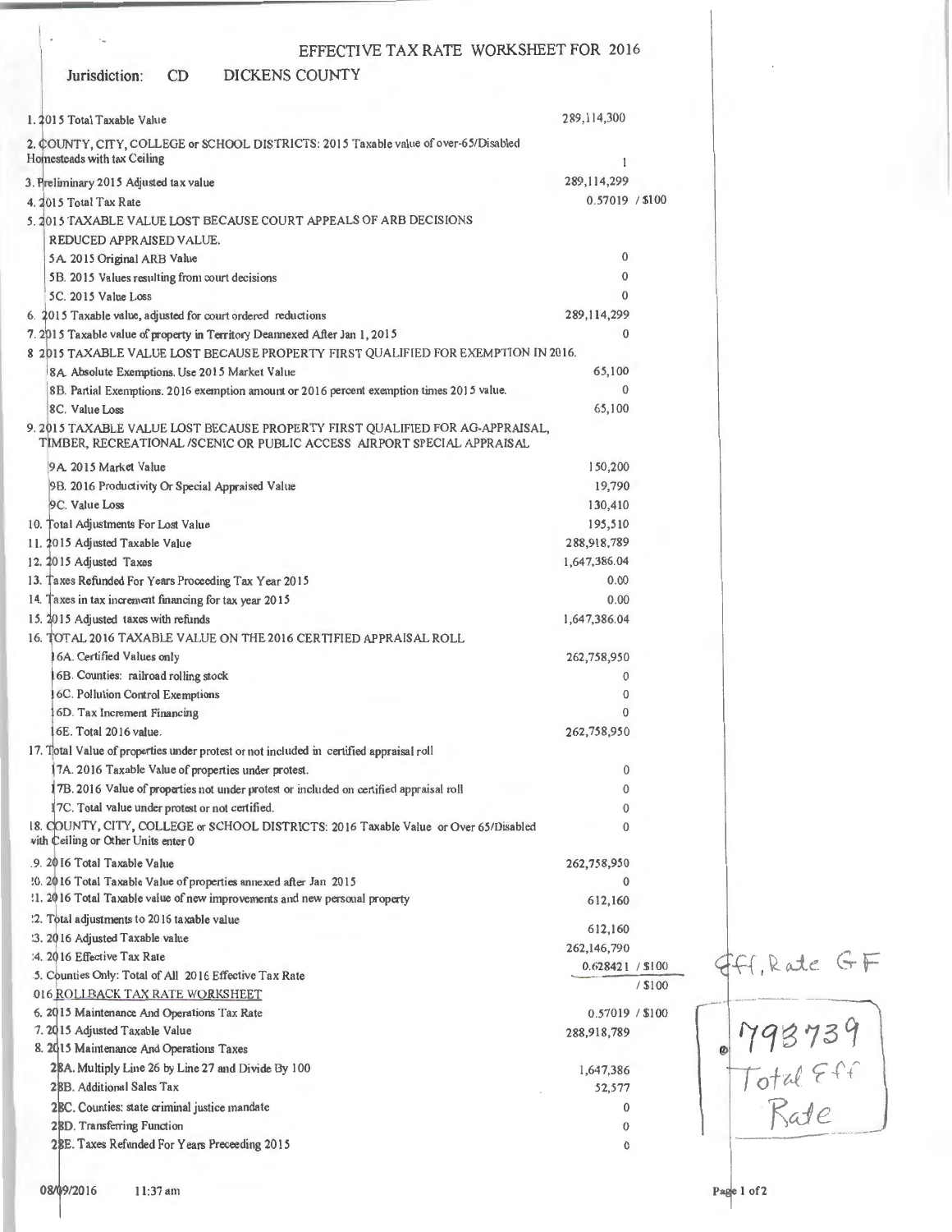# EFFECTIVE TAX RATE WORKSHEET FOR 2016

Jurisdiction: CD DICKENS COUNTY

| Item | Value |
|---|---|
| 1. 2015 Total Taxable Value | 289,114,300 |
| 2. COUNTY, CITY, COLLEGE or SCHOOL DISTRICTS: 2015 Taxable value of over-65/Disabled Homesteads with tax Ceiling | 1 |
| 3. Preliminary 2015 Adjusted tax value | 289,114,299 |
| 4. 2015 Total Tax Rate | 0.57019 / $100 |
| 5. 2015 TAXABLE VALUE LOST BECAUSE COURT APPEALS OF ARB DECISIONS REDUCED APPRAISED VALUE. | |
| 5A. 2015 Original ARB Value | 0 |
| 5B. 2015 Values resulting from court decisions | 0 |
| 5C. 2015 Value Loss | 0 |
| 6. 2015 Taxable value, adjusted for court ordered reductions | 289,114,299 |
| 7. 2015 Taxable value of property in Territory Deannexed After Jan 1, 2015 | 0 |
| 8 2015 TAXABLE VALUE LOST BECAUSE PROPERTY FIRST QUALIFIED FOR EXEMPTION IN 2016. | |
| 8A. Absolute Exemptions. Use 2015 Market Value | 65,100 |
| 8B. Partial Exemptions. 2016 exemption amount or 2016 percent exemption times 2015 value. | 0 |
| 8C. Value Loss | 65,100 |
| 9. 2015 TAXABLE VALUE LOST BECAUSE PROPERTY FIRST QUALIFIED FOR AG-APPRAISAL, TIMBER, RECREATIONAL /SCENIC OR PUBLIC ACCESS AIRPORT SPECIAL APPRAISAL | |
| 9A. 2015 Market Value | 150,200 |
| 9B. 2016 Productivity Or Special Appraised Value | 19,790 |
| 9C. Value Loss | 130,410 |
| 10. Total Adjustments For Lost Value | 195,510 |
| 11. 2015 Adjusted Taxable Value | 288,918,789 |
| 12. 2015 Adjusted Taxes | 1,647,386.04 |
| 13. Taxes Refunded For Years Proceeding Tax Year 2015 | 0.00 |
| 14. Taxes in tax increment financing for tax year 2015 | 0.00 |
| 15. 2015 Adjusted taxes with refunds | 1,647,386.04 |
| 16. TOTAL 2016 TAXABLE VALUE ON THE 2016 CERTIFIED APPRAISAL ROLL | |
| 16A. Certified Values only | 262,758,950 |
| 16B. Counties: railroad rolling stock | 0 |
| 16C. Pollution Control Exemptions | 0 |
| 16D. Tax Increment Financing | 0 |
| 16E. Total 2016 value. | 262,758,950 |
| 17. Total Value of properties under protest or not included in certified appraisal roll | |
| 17A. 2016 Taxable Value of properties under protest. | 0 |
| 17B. 2016 Value of properties not under protest or included on certified appraisal roll | 0 |
| 17C. Total value under protest or not certified. | 0 |
| 18. COUNTY, CITY, COLLEGE or SCHOOL DISTRICTS: 2016 Taxable Value or Over 65/Disabled with Ceiling or Other Units enter 0 | 0 |
| 19. 2016 Total Taxable Value | 262,758,950 |
| 20. 2016 Total Taxable Value of properties annexed after Jan 2015 | 0 |
| 21. 2016 Total Taxable value of new improvements and new personal property | 612,160 |
| 22. Total adjustments to 2016 taxable value | 612,160 |
| 23. 2016 Adjusted Taxable value | 262,146,790 |
| 24. 2016 Effective Tax Rate | 0.628421 / $100 |
| 25. Counties Only: Total of All 2016 Effective Tax Rate | / $100 |

Eff. Rate GF

.793739 Total Eff Rate

## 2016 ROLLBACK TAX RATE WORKSHEET

| Item | Value |
|---|---|
| 26. 2015 Maintenance And Operations Tax Rate | 0.57019 / $100 |
| 27. 2015 Adjusted Taxable Value | 288,918,789 |
| 28. 2015 Maintenance And Operations Taxes | |
| 28A. Multiply Line 26 by Line 27 and Divide By 100 | 1,647,386 |
| 28B. Additional Sales Tax | 52,577 |
| 28C. Counties: state criminal justice mandate | 0 |
| 28D. Transferring Function | 0 |
| 28E. Taxes Refunded For Years Preceeding 2015 | 0 |

08/09/2016 11:37 am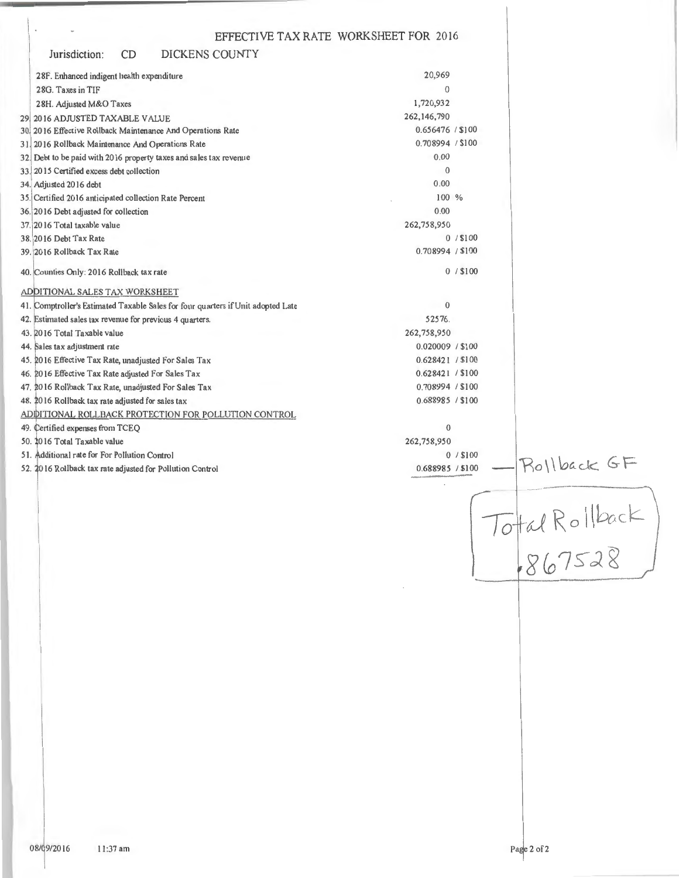# EFFECTIVE TAX RATE WORKSHEET FOR 2016

Jurisdiction: CD DICKENS COUNTY

| | | |
|---|---|---|
| 28F. | Enhanced indigent health expenditure | 20,969 |
| 28G. | Taxes in TIF | 0 |
| 28H. | Adjusted M&O Taxes | 1,720,932 |
| 29. | 2016 ADJUSTED TAXABLE VALUE | 262,146,790 |
| 30. | 2016 Effective Rollback Maintenance And Operations Rate | 0.656476 / $100 |
| 31. | 2016 Rollback Maintenance And Operations Rate | 0.708994 / $100 |
| 32. | Debt to be paid with 2016 property taxes and sales tax revenue | 0.00 |
| 33. | 2015 Certified excess debt collection | 0 |
| 34. | Adjusted 2016 debt | 0.00 |
| 35. | Certified 2016 anticipated collection Rate Percent | 100 % |
| 36. | 2016 Debt adjusted for collection | 0.00 |
| 37. | 2016 Total taxable value | 262,758,950 |
| 38. | 2016 Debt Tax Rate | 0 / $100 |
| 39. | 2016 Rollback Tax Rate | 0.708994 / $100 |
| 40. | Counties Only: 2016 Rollback tax rate | 0 / $100 |

## ADDITIONAL SALES TAX WORKSHEET

| | | |
|---|---|---|
| 41. | Comptroller's Estimated Taxable Sales for four quarters if Unit adopted Late | 0 |
| 42. | Estimated sales tax revenue for previous 4 quarters. | 52576. |
| 43. | 2016 Total Taxable value | 262,758,950 |
| 44. | Sales tax adjustment rate | 0.020009 / $100 |
| 45. | 2016 Effective Tax Rate, unadjusted For Sales Tax | 0.628421 / $100 |
| 46. | 2016 Effective Tax Rate adjusted For Sales Tax | 0.628421 / $100 |
| 47. | 2016 Rollback Tax Rate, unadjusted For Sales Tax | 0.708994 / $100 |
| 48. | 2016 Rollback tax rate adjusted for sales tax | 0.688985 / $100 |

## ADDITIONAL ROLLBACK PROTECTION FOR POLLUTION CONTROL

| | | |
|---|---|---|
| 49. | Certified expenses from TCEQ | 0 |
| 50. | 2016 Total Taxable value | 262,758,950 |
| 51. | Additional rate for For Pollution Control | 0 / $100 |
| 52. | 2016 Rollback tax rate adjusted for Pollution Control | 0.688985 / $100 — Rollback GF |

Total Rollback .867528

08/09/2016 11:37 am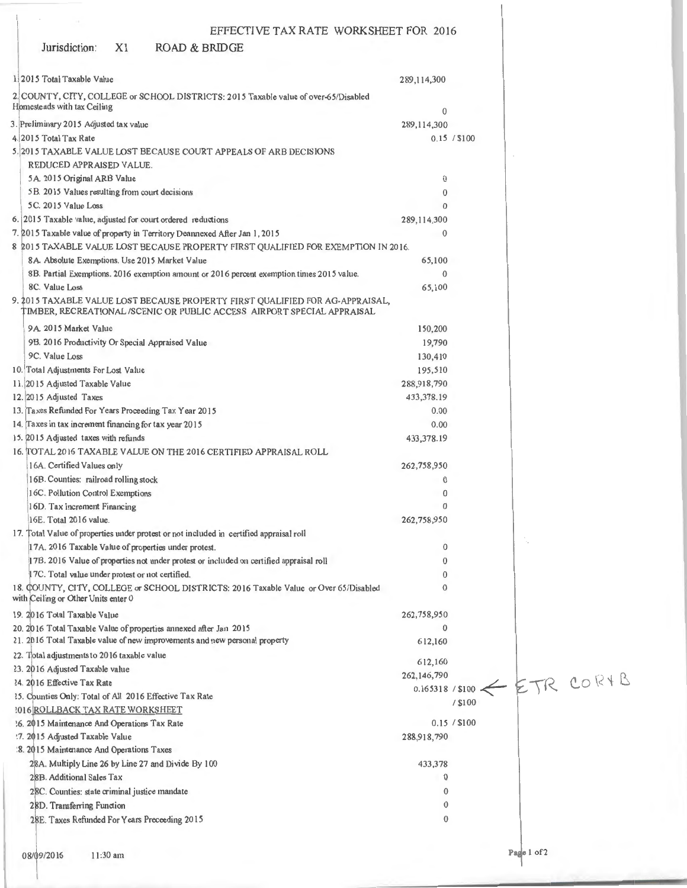# EFFECTIVE TAX RATE WORKSHEET FOR 2016

Jurisdiction: X1 ROAD & BRIDGE

| | |
|---|---|
| 1. 2015 Total Taxable Value | 289,114,300 |
| 2. COUNTY, CITY, COLLEGE or SCHOOL DISTRICTS: 2015 Taxable value of over-65/Disabled Homesteads with tax Ceiling | 0 |
| 3. Preliminary 2015 Adjusted tax value | 289,114,300 |
| 4. 2015 Total Tax Rate | 0.15 / $100 |
| 5. 2015 TAXABLE VALUE LOST BECAUSE COURT APPEALS OF ARB DECISIONS REDUCED APPRAISED VALUE. | |
| 5A. 2015 Original ARB Value | 0 |
| 5B. 2015 Values resulting from court decisions | 0 |
| 5C. 2015 Value Loss | 0 |
| 6. 2015 Taxable value, adjusted for court ordered reductions | 289,114,300 |
| 7. 2015 Taxable value of property in Territory Deannexed After Jan 1, 2015 | 0 |
| 8. 2015 TAXABLE VALUE LOST BECAUSE PROPERTY FIRST QUALIFIED FOR EXEMPTION IN 2016. | |
| 8A. Absolute Exemptions. Use 2015 Market Value | 65,100 |
| 8B. Partial Exemptions. 2016 exemption amount or 2016 percent exemption times 2015 value. | 0 |
| 8C. Value Loss | 65,100 |
| 9. 2015 TAXABLE VALUE LOST BECAUSE PROPERTY FIRST QUALIFIED FOR AG-APPRAISAL, TIMBER, RECREATIONAL /SCENIC OR PUBLIC ACCESS AIRPORT SPECIAL APPRAISAL | |
| 9A. 2015 Market Value | 150,200 |
| 9B. 2016 Productivity Or Special Appraised Value | 19,790 |
| 9C. Value Loss | 130,410 |
| 10. Total Adjustments For Lost Value | 195,510 |
| 11. 2015 Adjusted Taxable Value | 288,918,790 |
| 12. 2015 Adjusted Taxes | 433,378.19 |
| 13. Taxes Refunded For Years Proceeding Tax Year 2015 | 0.00 |
| 14. Taxes in tax increment financing for tax year 2015 | 0.00 |
| 15. 2015 Adjusted taxes with refunds | 433,378.19 |
| 16. TOTAL 2016 TAXABLE VALUE ON THE 2016 CERTIFIED APPRAISAL ROLL | |
| 16A. Certified Values only | 262,758,950 |
| 16B. Counties: railroad rolling stock | 0 |
| 16C. Pollution Control Exemptions | 0 |
| 16D. Tax Increment Financing | 0 |
| 16E. Total 2016 value. | 262,758,950 |
| 17. Total Value of properties under protest or not included in certified appraisal roll | |
| 17A. 2016 Taxable Value of properties under protest. | 0 |
| 17B. 2016 Value of properties not under protest or included on certified appraisal roll | 0 |
| 17C. Total value under protest or not certified. | 0 |
| 18. COUNTY, CITY, COLLEGE or SCHOOL DISTRICTS: 2016 Taxable Value or Over 65/Disabled with Ceiling or Other Units enter 0 | 0 |
| 19. 2016 Total Taxable Value | 262,758,950 |
| 20. 2016 Total Taxable Value of properties annexed after Jan 2015 | 0 |
| 21. 2016 Total Taxable value of new improvements and new personal property | 612,160 |
| 22. Total adjustments to 2016 taxable value | 612,160 |
| 23. 2016 Adjusted Taxable value | 262,146,790 |
| 24. 2016 Effective Tax Rate | 0.165318 / $100 ← ETR CORYB |
| 25. Counties Only: Total of All 2016 Effective Tax Rate | / $100 |

## 2016 ROLLBACK TAX RATE WORKSHEET

| | |
|---|---|
| 26. 2015 Maintenance And Operations Tax Rate | 0.15 / $100 |
| 27. 2015 Adjusted Taxable Value | 288,918,790 |
| 28. 2015 Maintenance And Operations Taxes | |
| 28A. Multiply Line 26 by Line 27 and Divide By 100 | 433,378 |
| 28B. Additional Sales Tax | 0 |
| 28C. Counties: state criminal justice mandate | 0 |
| 28D. Transferring Function | 0 |
| 28E. Taxes Refunded For Years Preceeding 2015 | 0 |

08/09/2016 11:30 am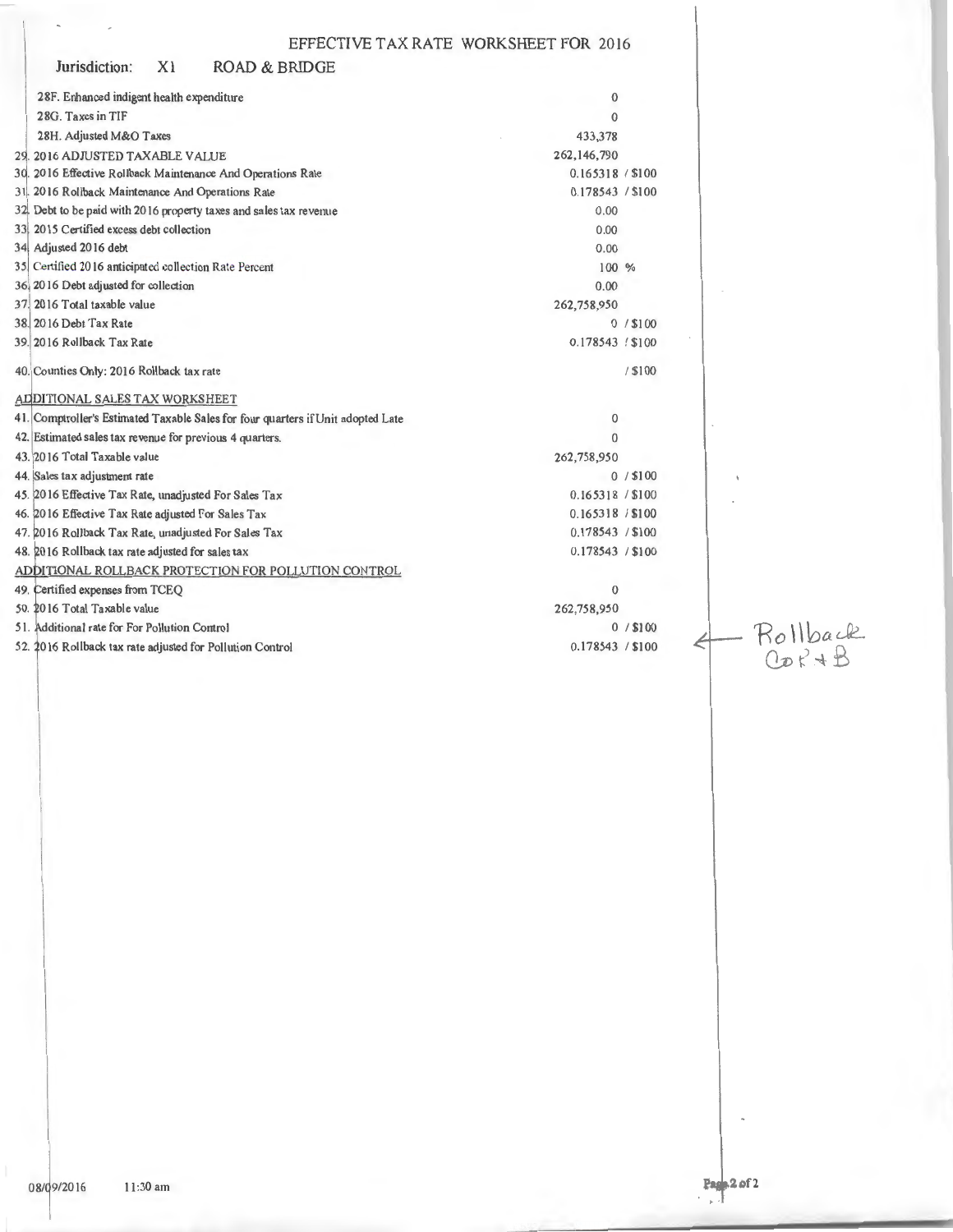# EFFECTIVE TAX RATE WORKSHEET FOR 2016

**Jurisdiction: X1 ROAD & BRIDGE**

| | |
|---|---|
| 28F. Enhanced indigent health expenditure | 0 |
| 28G. Taxes in TIF | 0 |
| 28H. Adjusted M&O Taxes | 433,378 |
| 29. 2016 ADJUSTED TAXABLE VALUE | 262,146,790 |
| 30. 2016 Effective Rollback Maintenance And Operations Rate | 0.165318 / $100 |
| 31. 2016 Rollback Maintenance And Operations Rate | 0.178543 / $100 |
| 32. Debt to be paid with 2016 property taxes and sales tax revenue | 0.00 |
| 33. 2015 Certified excess debt collection | 0.00 |
| 34. Adjusted 2016 debt | 0.00 |
| 35. Certified 2016 anticipated collection Rate Percent | 100 % |
| 36. 2016 Debt adjusted for collection | 0.00 |
| 37. 2016 Total taxable value | 262,758,950 |
| 38. 2016 Debt Tax Rate | 0 / $100 |
| 39. 2016 Rollback Tax Rate | 0.178543 / $100 |
| 40. Counties Only: 2016 Rollback tax rate | / $100 |

## ADDITIONAL SALES TAX WORKSHEET

| | |
|---|---|
| 41. Comptroller's Estimated Taxable Sales for four quarters if Unit adopted Late | 0 |
| 42. Estimated sales tax revenue for previous 4 quarters. | 0 |
| 43. 2016 Total Taxable value | 262,758,950 |
| 44. Sales tax adjustment rate | 0 / $100 |
| 45. 2016 Effective Tax Rate, unadjusted For Sales Tax | 0.165318 / $100 |
| 46. 2016 Effective Tax Rate adjusted For Sales Tax | 0.165318 / $100 |
| 47. 2016 Rollback Tax Rate, unadjusted For Sales Tax | 0.178543 / $100 |
| 48. 2016 Rollback tax rate adjusted for sales tax | 0.178543 / $100 |

## ADDITIONAL ROLLBACK PROTECTION FOR POLLUTION CONTROL

| | |
|---|---|
| 49. Certified expenses from TCEQ | 0 |
| 50. 2016 Total Taxable value | 262,758,950 |
| 51. Additional rate for For Pollution Control | 0 / $100 |
| 52. 2016 Rollback tax rate adjusted for Pollution Control | 0.178543 / $100 ← Rollback CoR+B |

08/09/2016 11:30 am